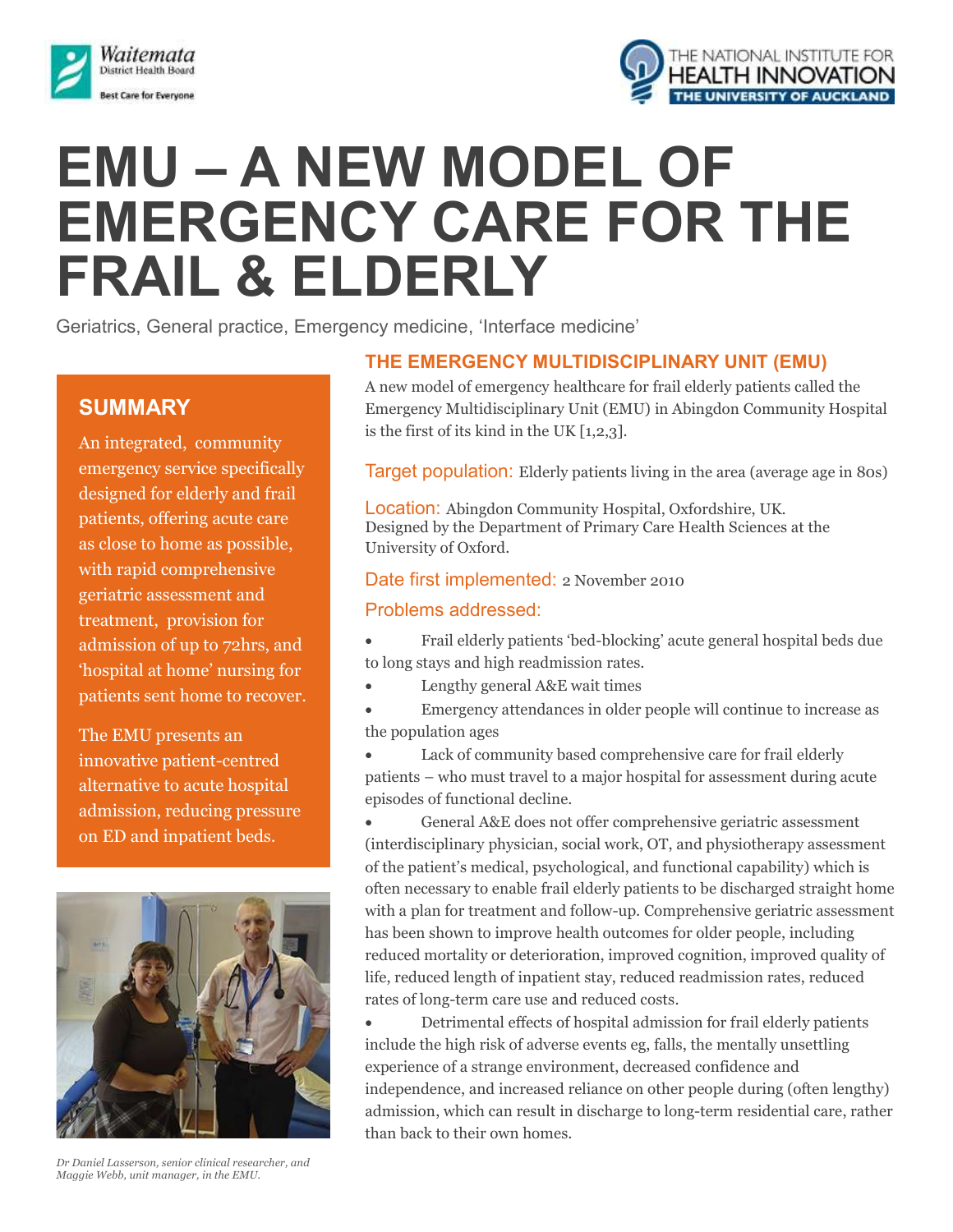# EMU – A NEW MODEL OF EMERGENCY CARE FOR THE FRAIL & ELDERLY

Geriatrics, General practice, Emergency medicine, 'Interface medicine'

## SUMMARY

An integrated, community emergency service specifically designed for elderly and frail patients, offering acute care as close to home as possible, with rapid comprehensive geriatric assessment and treatment, provision for admission of up to 72hrs, and 'hospital at home' nursing for patients sent home to recover.

The EMU presents an innovative patient-centred alternative to acute hospital admission, reducing pressure on ED and inpatient beds.

*Dr Daniel Lasserson, senior clinical researcher, and Maggie Webb, unit manager, in the EMU.*

## THE EMERGENCY MULTIDISCIPLINARY UNIT (EMU)

A new model of emergency healthcare for frail elderly patients called the Emergency Multidisciplinary Unit (EMU) in Abingdon Community Hospital is the first of its kind in the UK [1,2,3].

Target population: Elderly patients living in the area (average age in 80s)

Location: Abingdon Community Hospital, Oxfordshire, UK. Designed by the Department of Primary Care Health Sciences at the University of Oxford.

Date first implemented: 2 November 2010

Problems addressed:

- Frail elderly patients 'bed-blocking' acute general hospital beds due to long stays and high readmission rates.
- Lengthy general A&E wait times
- Emergency attendances in older people will continue to increase as the population ages
- Lack of community based comprehensive care for frail elderly patients – who must travel to a major hospital for assessment during acute episodes of functional decline.
- General A&E does not offer comprehensive geriatric assessment (interdisciplinary physician, social work, OT, and physiotherapy assessment of the patient's medical, psychological, and functional capability) which is often necessary to enable frail elderly patients to be discharged straight home with a plan for treatment and follow-up. Comprehensive geriatric assessment has been shown to improve health outcomes for older people, including reduced mortality or deterioration, improved cognition, improved quality of life, reduced length of inpatient stay, reduced readmission rates, reduced rates of long-term care use and reduced costs.
- Detrimental effects of hospital admission for frail elderly patients include the high risk of adverse events eg, falls, the mentally unsettling experience of a strange environment, decreased confidence and independence, and increased reliance on other people during (often lengthy) admission, which can result in discharge to long-term residential care, rather than back to their own homes.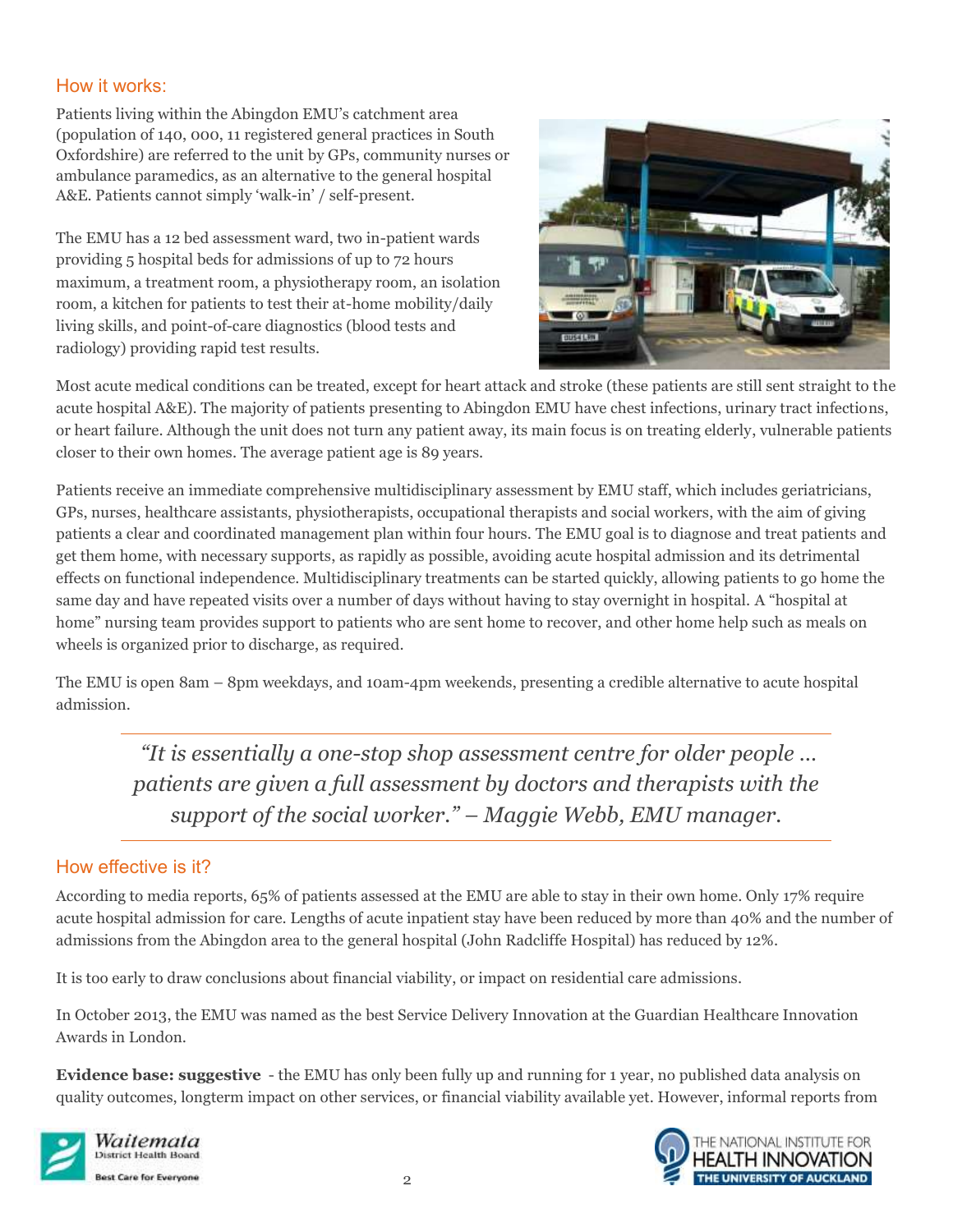## How it works:

Patients living within the Abingdon EMU's catchment area (population of 140, 000, 11 registered general practices in South Oxfordshire) are referred to the unit by GPs, community nurses or ambulance paramedics, as an alternative to the general hospital A&E. Patients cannot simply 'walk-in' / self-present.

The EMU has a 12 bed assessment ward, two in-patient wards providing 5 hospital beds for admissions of up to 72 hours maximum, a treatment room, a physiotherapy room, an isolation room, a kitchen for patients to test their at-home mobility/daily living skills, and point-of-care diagnostics (blood tests and radiology) providing rapid test results.

Most acute medical conditions can be treated, except for heart attack and stroke (these patients are still sent straight to the acute hospital A&E). The majority of patients presenting to Abingdon EMU have chest infections, urinary tract infections, or heart failure. Although the unit does not turn any patient away, its main focus is on treating elderly, vulnerable patients closer to their own homes. The average patient age is 89 years.

Patients receive an immediate comprehensive multidisciplinary assessment by EMU staff, which includes geriatricians, GPs, nurses, healthcare assistants, physiotherapists, occupational therapists and social workers, with the aim of giving patients a clear and coordinated management plan within four hours. The EMU goal is to diagnose and treat patients and get them home, with necessary supports, as rapidly as possible, avoiding acute hospital admission and its detrimental effects on functional independence. Multidisciplinary treatments can be started quickly, allowing patients to go home the same day and have repeated visits over a number of days without having to stay overnight in hospital. A "hospital at home" nursing team provides support to patients who are sent home to recover, and other home help such as meals on wheels is organized prior to discharge, as required.

The EMU is open 8am – 8pm weekdays, and 10am-4pm weekends, presenting a credible alternative to acute hospital admission.

> *"It is essentially a one-stop shop assessment centre for older people … patients are given a full assessment by doctors and therapists with the support of the social worker." – Maggie Webb, EMU manager.*

## How effective is it?

According to media reports, 65% of patients assessed at the EMU are able to stay in their own home. Only 17% require acute hospital admission for care. Lengths of acute inpatient stay have been reduced by more than 40% and the number of admissions from the Abingdon area to the general hospital (John Radcliffe Hospital) has reduced by 12%.

It is too early to draw conclusions about financial viability, or impact on residential care admissions.

In October 2013, the EMU was named as the best Service Delivery Innovation at the Guardian Healthcare Innovation Awards in London.

**Evidence base: suggestive** - the EMU has only been fully up and running for 1 year, no published data analysis on quality outcomes, longterm impact on other services, or financial viability available yet. However, informal reports from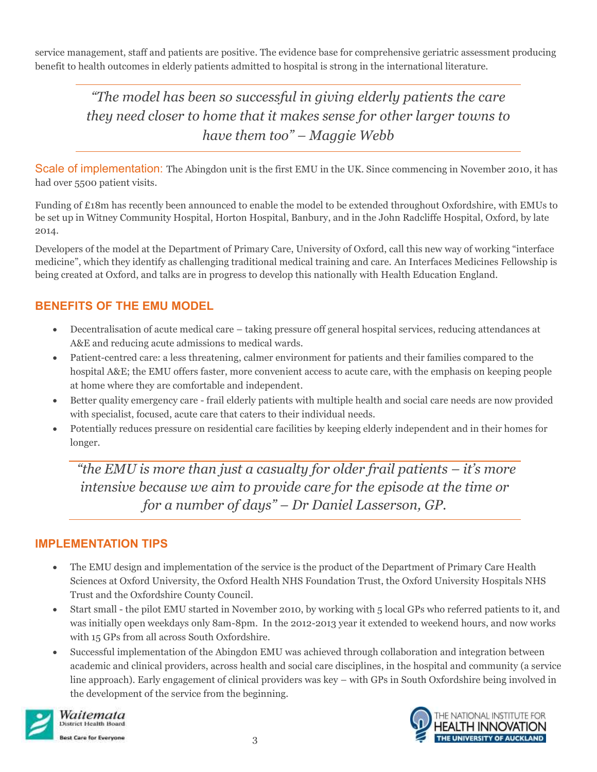service management, staff and patients are positive. The evidence base for comprehensive geriatric assessment producing benefit to health outcomes in elderly patients admitted to hospital is strong in the international literature.

> *"The model has been so successful in giving elderly patients the care they need closer to home that it makes sense for other larger towns to have them too" – Maggie Webb*

Scale of implementation: The Abingdon unit is the first EMU in the UK. Since commencing in November 2010, it has had over 5500 patient visits.

Funding of £18m has recently been announced to enable the model to be extended throughout Oxfordshire, with EMUs to be set up in Witney Community Hospital, Horton Hospital, Banbury, and in the John Radcliffe Hospital, Oxford, by late 2014.

Developers of the model at the Department of Primary Care, University of Oxford, call this new way of working "interface medicine", which they identify as challenging traditional medical training and care. An Interfaces Medicines Fellowship is being created at Oxford, and talks are in progress to develop this nationally with Health Education England.

## BENEFITS OF THE EMU MODEL

- Decentralisation of acute medical care – taking pressure off general hospital services, reducing attendances at A&E and reducing acute admissions to medical wards.
- Patient-centred care: a less threatening, calmer environment for patients and their families compared to the hospital A&E; the EMU offers faster, more convenient access to acute care, with the emphasis on keeping people at home where they are comfortable and independent.
- Better quality emergency care - frail elderly patients with multiple health and social care needs are now provided with specialist, focused, acute care that caters to their individual needs.
- Potentially reduces pressure on residential care facilities by keeping elderly independent and in their homes for longer.

> *"the EMU is more than just a casualty for older frail patients – it's more intensive because we aim to provide care for the episode at the time or for a number of days" – Dr Daniel Lasserson, GP.*

## IMPLEMENTATION TIPS

- The EMU design and implementation of the service is the product of the Department of Primary Care Health Sciences at Oxford University, the Oxford Health NHS Foundation Trust, the Oxford University Hospitals NHS Trust and the Oxfordshire County Council.
- Start small - the pilot EMU started in November 2010, by working with 5 local GPs who referred patients to it, and was initially open weekdays only 8am-8pm. In the 2012-2013 year it extended to weekend hours, and now works with 15 GPs from all across South Oxfordshire.
- Successful implementation of the Abingdon EMU was achieved through collaboration and integration between academic and clinical providers, across health and social care disciplines, in the hospital and community (a service line approach). Early engagement of clinical providers was key – with GPs in South Oxfordshire being involved in the development of the service from the beginning.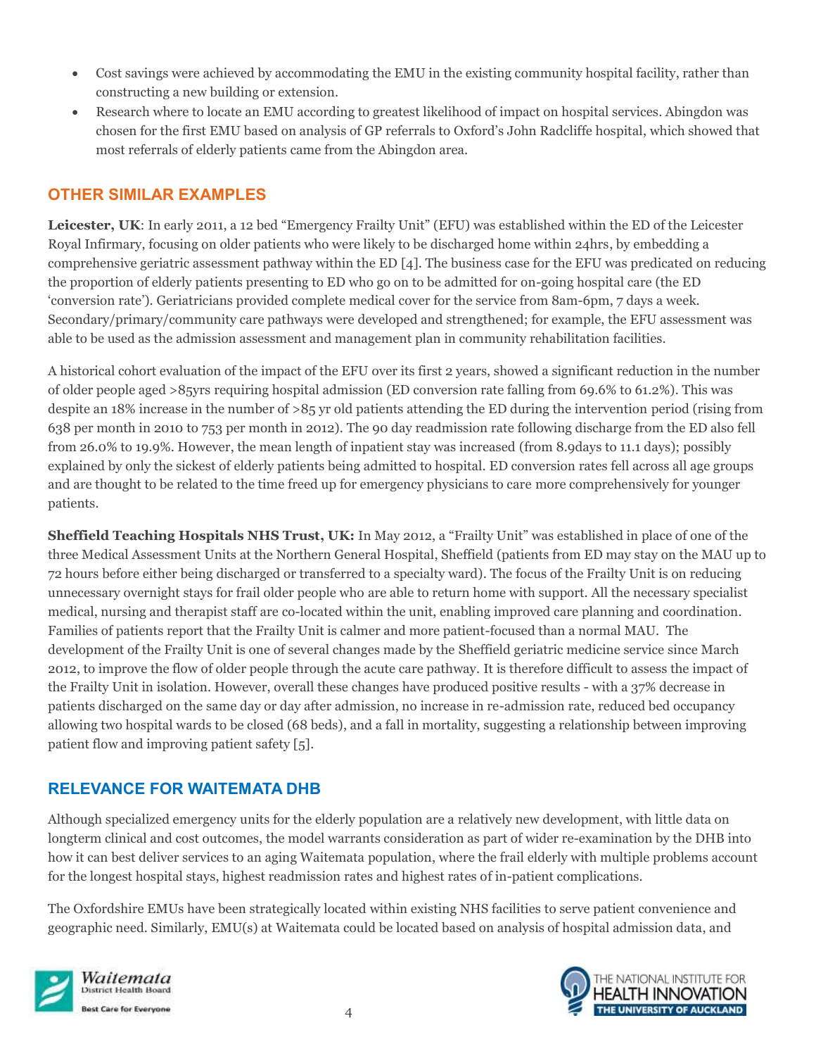- Cost savings were achieved by accommodating the EMU in the existing community hospital facility, rather than constructing a new building or extension.
- Research where to locate an EMU according to greatest likelihood of impact on hospital services. Abingdon was chosen for the first EMU based on analysis of GP referrals to Oxford's John Radcliffe hospital, which showed that most referrals of elderly patients came from the Abingdon area.

## OTHER SIMILAR EXAMPLES

**Leicester, UK**: In early 2011, a 12 bed "Emergency Frailty Unit" (EFU) was established within the ED of the Leicester Royal Infirmary, focusing on older patients who were likely to be discharged home within 24hrs, by embedding a comprehensive geriatric assessment pathway within the ED [4]. The business case for the EFU was predicated on reducing the proportion of elderly patients presenting to ED who go on to be admitted for on-going hospital care (the ED 'conversion rate'). Geriatricians provided complete medical cover for the service from 8am-6pm, 7 days a week. Secondary/primary/community care pathways were developed and strengthened; for example, the EFU assessment was able to be used as the admission assessment and management plan in community rehabilitation facilities.

A historical cohort evaluation of the impact of the EFU over its first 2 years, showed a significant reduction in the number of older people aged >85yrs requiring hospital admission (ED conversion rate falling from 69.6% to 61.2%). This was despite an 18% increase in the number of >85 yr old patients attending the ED during the intervention period (rising from 638 per month in 2010 to 753 per month in 2012). The 90 day readmission rate following discharge from the ED also fell from 26.0% to 19.9%. However, the mean length of inpatient stay was increased (from 8.9days to 11.1 days); possibly explained by only the sickest of elderly patients being admitted to hospital. ED conversion rates fell across all age groups and are thought to be related to the time freed up for emergency physicians to care more comprehensively for younger patients.

**Sheffield Teaching Hospitals NHS Trust, UK:** In May 2012, a "Frailty Unit" was established in place of one of the three Medical Assessment Units at the Northern General Hospital, Sheffield (patients from ED may stay on the MAU up to 72 hours before either being discharged or transferred to a specialty ward). The focus of the Frailty Unit is on reducing unnecessary overnight stays for frail older people who are able to return home with support. All the necessary specialist medical, nursing and therapist staff are co-located within the unit, enabling improved care planning and coordination. Families of patients report that the Frailty Unit is calmer and more patient-focused than a normal MAU. The development of the Frailty Unit is one of several changes made by the Sheffield geriatric medicine service since March 2012, to improve the flow of older people through the acute care pathway. It is therefore difficult to assess the impact of the Frailty Unit in isolation. However, overall these changes have produced positive results - with a 37% decrease in patients discharged on the same day or day after admission, no increase in re-admission rate, reduced bed occupancy allowing two hospital wards to be closed (68 beds), and a fall in mortality, suggesting a relationship between improving patient flow and improving patient safety [5].

## RELEVANCE FOR WAITEMATA DHB

Although specialized emergency units for the elderly population are a relatively new development, with little data on longterm clinical and cost outcomes, the model warrants consideration as part of wider re-examination by the DHB into how it can best deliver services to an aging Waitemata population, where the frail elderly with multiple problems account for the longest hospital stays, highest readmission rates and highest rates of in-patient complications.

The Oxfordshire EMUs have been strategically located within existing NHS facilities to serve patient convenience and geographic need. Similarly, EMU(s) at Waitemata could be located based on analysis of hospital admission data, and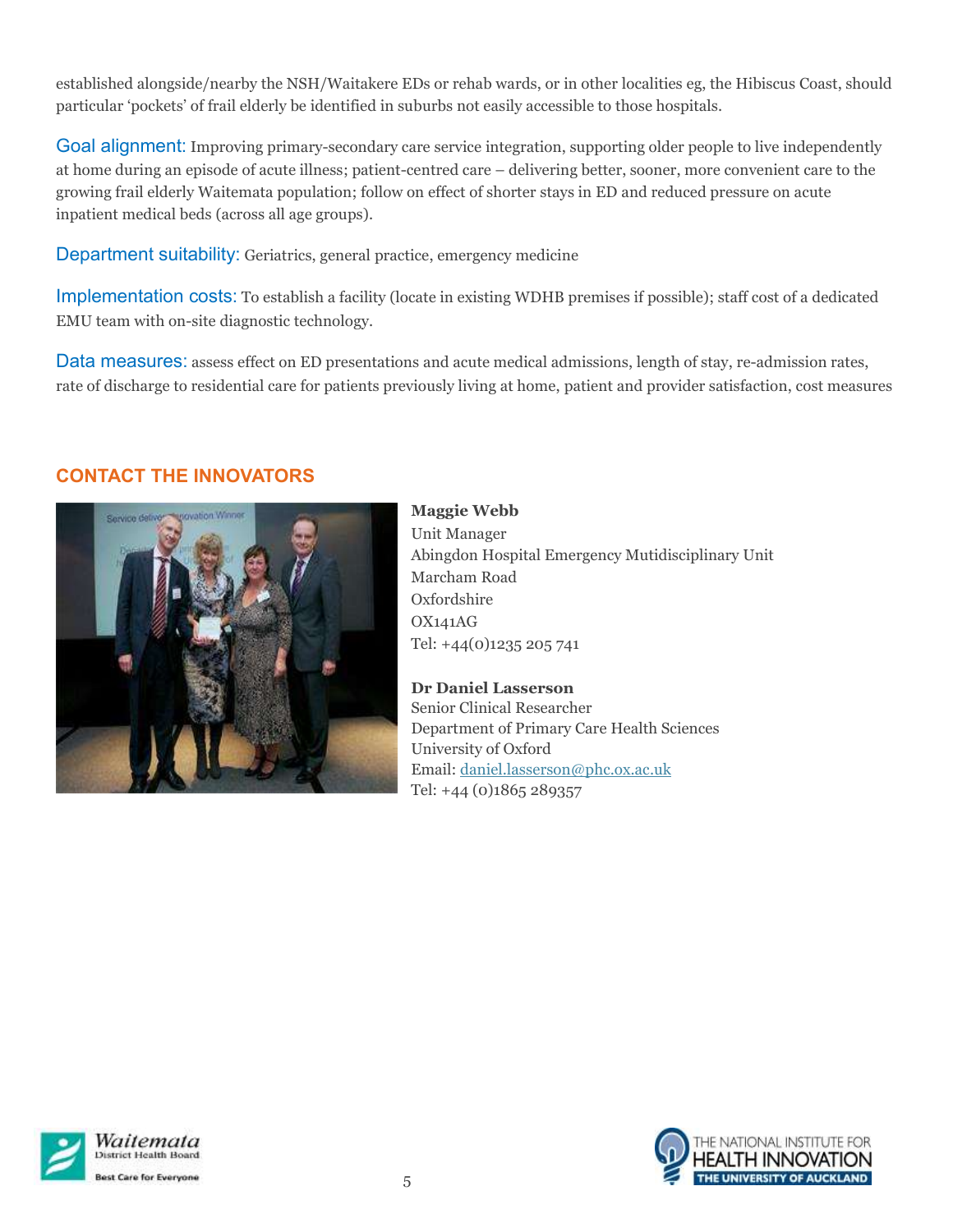established alongside/nearby the NSH/Waitakere EDs or rehab wards, or in other localities eg, the Hibiscus Coast, should particular 'pockets' of frail elderly be identified in suburbs not easily accessible to those hospitals.

Goal alignment: Improving primary-secondary care service integration, supporting older people to live independently at home during an episode of acute illness; patient-centred care – delivering better, sooner, more convenient care to the growing frail elderly Waitemata population; follow on effect of shorter stays in ED and reduced pressure on acute inpatient medical beds (across all age groups).

Department suitability: Geriatrics, general practice, emergency medicine

Implementation costs: To establish a facility (locate in existing WDHB premises if possible); staff cost of a dedicated EMU team with on-site diagnostic technology.

Data measures: assess effect on ED presentations and acute medical admissions, length of stay, re-admission rates, rate of discharge to residential care for patients previously living at home, patient and provider satisfaction, cost measures

## CONTACT THE INNOVATORS

**Maggie Webb**
Unit Manager
Abingdon Hospital Emergency Mutidisciplinary Unit
Marcham Road
Oxfordshire
OX141AG
Tel: +44(0)1235 205 741

**Dr Daniel Lasserson**
Senior Clinical Researcher
Department of Primary Care Health Sciences
University of Oxford
Email: daniel.lasserson@phc.ox.ac.uk
Tel: +44 (0)1865 289357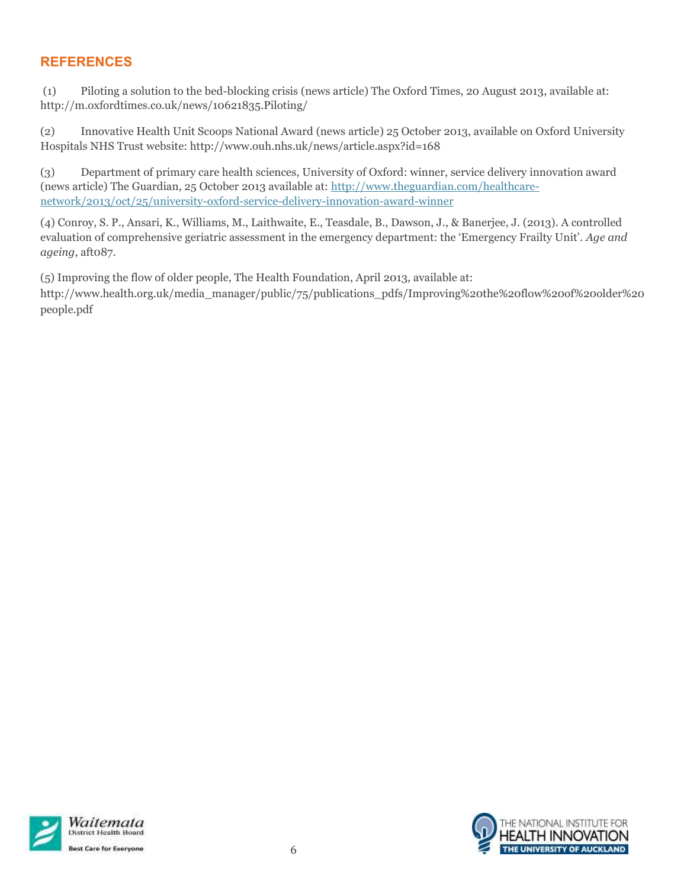## REFERENCES

(1) Piloting a solution to the bed-blocking crisis (news article) The Oxford Times, 20 August 2013, available at: http://m.oxfordtimes.co.uk/news/10621835.Piloting/

(2) Innovative Health Unit Scoops National Award (news article) 25 October 2013, available on Oxford University Hospitals NHS Trust website: http://www.ouh.nhs.uk/news/article.aspx?id=168

(3) Department of primary care health sciences, University of Oxford: winner, service delivery innovation award (news article) The Guardian, 25 October 2013 available at: http://www.theguardian.com/healthcare-network/2013/oct/25/university-oxford-service-delivery-innovation-award-winner

(4) Conroy, S. P., Ansari, K., Williams, M., Laithwaite, E., Teasdale, B., Dawson, J., & Banerjee, J. (2013). A controlled evaluation of comprehensive geriatric assessment in the emergency department: the 'Emergency Frailty Unit'. *Age and ageing*, aft087.

(5) Improving the flow of older people, The Health Foundation, April 2013, available at: http://www.health.org.uk/media_manager/public/75/publications_pdfs/Improving%20the%20flow%20of%20older%20people.pdf